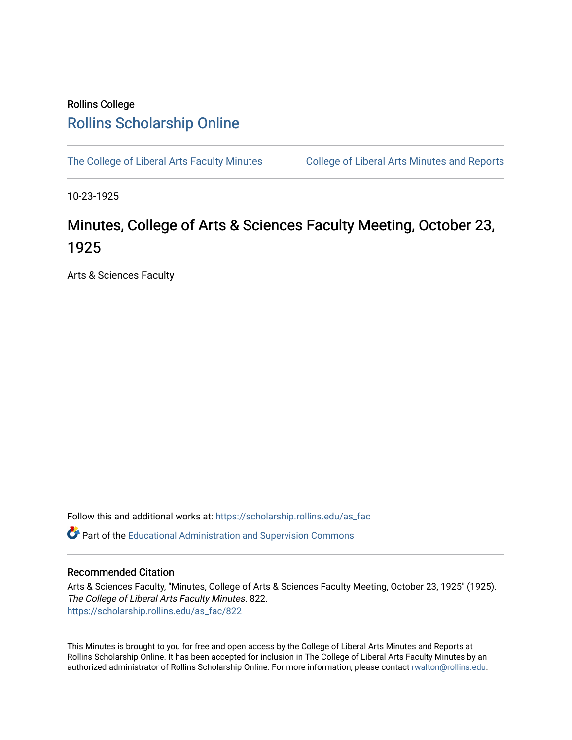Rollins College

# Rollins Scholarship Online

The College of Liberal Arts Faculty Minutes

College of Liberal Arts Minutes and Reports

10-23-1925

## Minutes, College of Arts & Sciences Faculty Meeting, October 23, 1925

Arts & Sciences Faculty

Follow this and additional works at: https://scholarship.rollins.edu/as_fac

Part of the Educational Administration and Supervision Commons

### Recommended Citation

Arts & Sciences Faculty, "Minutes, College of Arts & Sciences Faculty Meeting, October 23, 1925" (1925). *The College of Liberal Arts Faculty Minutes*. 822.
https://scholarship.rollins.edu/as_fac/822

This Minutes is brought to you for free and open access by the College of Liberal Arts Minutes and Reports at Rollins Scholarship Online. It has been accepted for inclusion in The College of Liberal Arts Faculty Minutes by an authorized administrator of Rollins Scholarship Online. For more information, please contact rwalton@rollins.edu.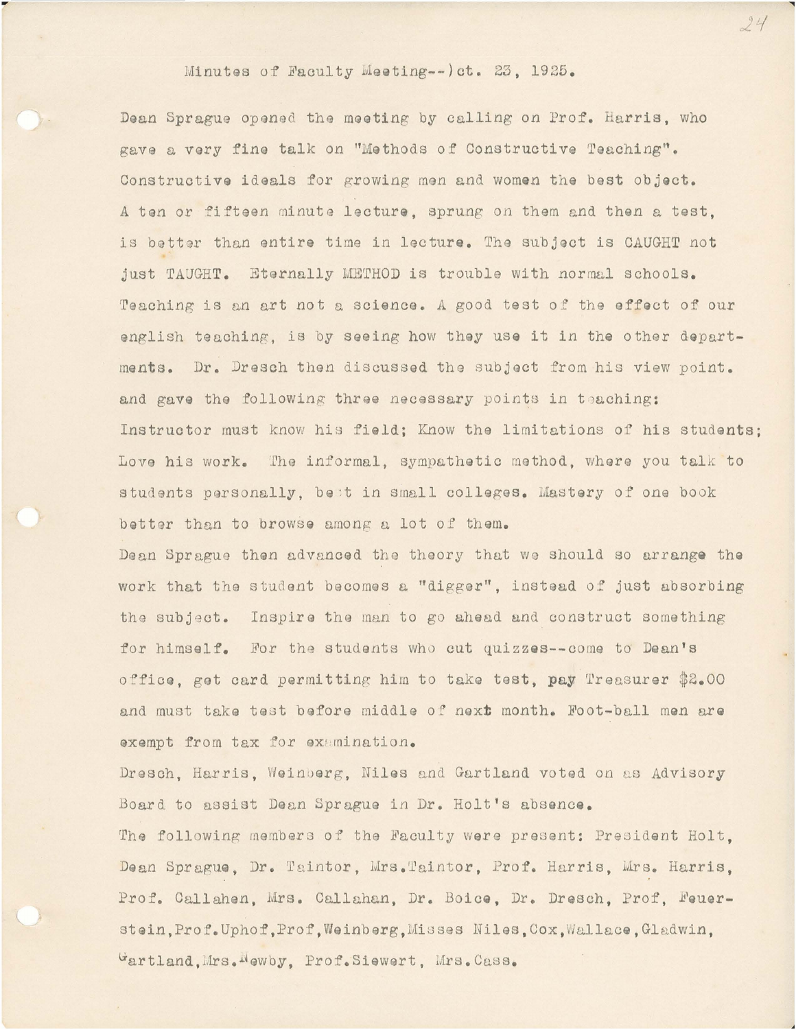Minutes of Faculty Meeting--)ct. 23, 1925.

Dean Sprague opened the meeting by calling on Prof. Harris, who gave a very fine talk on "Methods of Constructive Teaching". Constructive ideals for growing men and women the best object. A ten or fifteen minute lecture, sprung on them and then a test, is better than entire time in lecture. The subject is CAUGHT not just TAUGHT. Eternally METHOD is trouble with normal schools. Teaching is an art not a science. A good test of the effect of our english teaching, is by seeing how they use it in the other departments. Dr. Dresch then discussed the subject from his view point. and gave the following three necessary points in teaching: Instructor must know his field; Know the limitations of his students; Love his work. The informal, sympathetic method, where you talk to students personally, best in small colleges. Mastery of one book better than to browse among a lot of them.

Dean Sprague then advanced the theory that we should so arrange the work that the student becomes a "digger", instead of just absorbing the subject. Inspire the man to go ahead and construct something for himself. For the students who cut quizzes--come to Dean's office, get card permitting him to take test, pay Treasurer $2.00 and must take test before middle of next month. Foot-ball men are exempt from tax for examination.

Dresch, Harris, Weinberg, Niles and Gartland voted on as Advisory Board to assist Dean Sprague in Dr. Holt's absence.

The following members of the Faculty were present: President Holt, Dean Sprague, Dr. Taintor, Mrs.Taintor, Prof. Harris, Mrs. Harris, Prof. Callahen, Mrs. Callahan, Dr. Boice, Dr. Dresch, Prof, Feuerstein,Prof.Uphof,Prof,Weinberg,Misses Niles,Cox,Wallace,Gladwin, Gartland,Mrs.Newby, Prof.Siewert, Mrs.Cass.